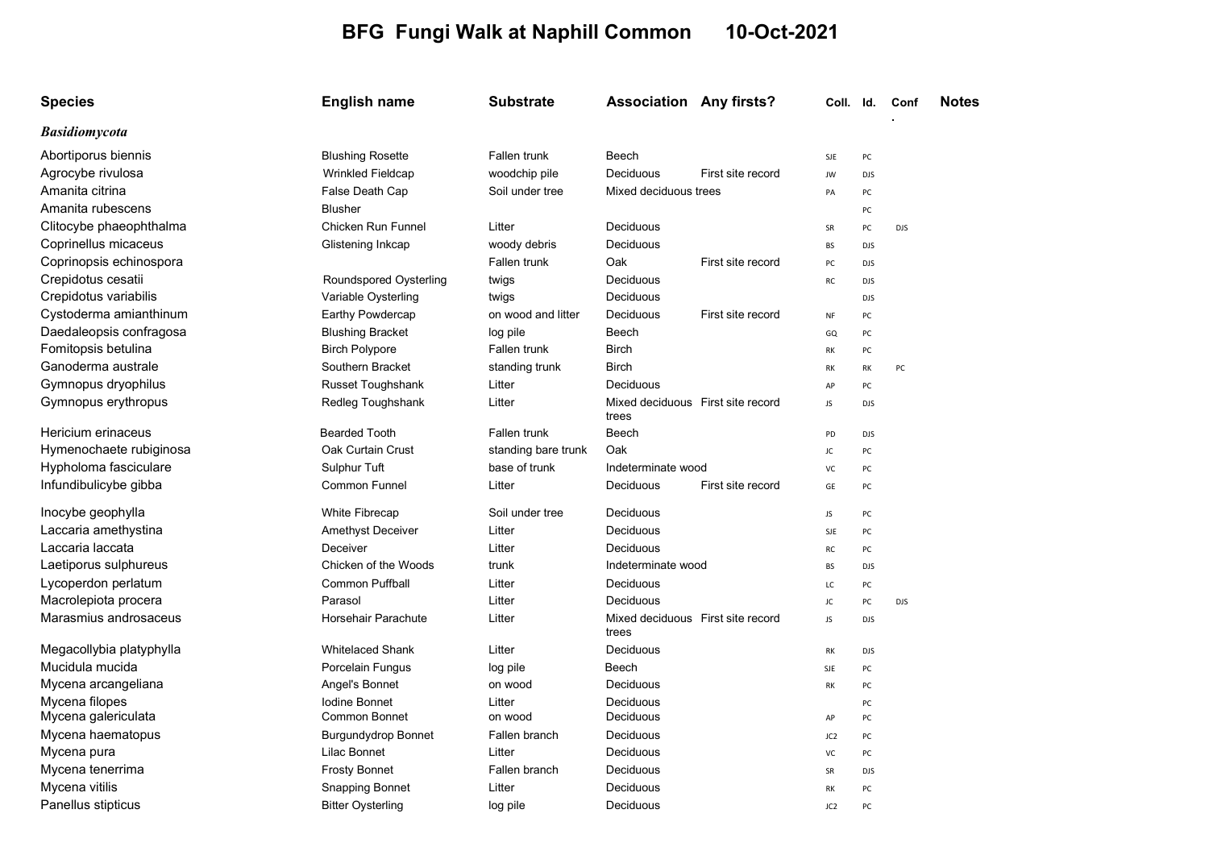# BFG Fungi Walk at Naphill Common 10-Oct-2021

| Species | English name | Substrate | Association | Any firsts? | Coll. | Id. | Conf. | Notes |
|---|---|---|---|---|---|---|---|---|
| ***Basidiomycota*** | | | | | | | | |
| Abortiporus biennis | Blushing Rosette | Fallen trunk | Beech | | SJE | PC | | |
| Agrocybe rivulosa | Wrinkled Fieldcap | woodchip pile | Deciduous | First site record | JW | DJS | | |
| Amanita citrina | False Death Cap | Soil under tree | Mixed deciduous trees | | PA | PC | | |
| Amanita rubescens | Blusher | | | | | PC | | |
| Clitocybe phaeophthalma | Chicken Run Funnel | Litter | Deciduous | | SR | PC | DJS | |
| Coprinellus micaceus | Glistening Inkcap | woody debris | Deciduous | | BS | DJS | | |
| Coprinopsis echinospora | | Fallen trunk | Oak | First site record | PC | DJS | | |
| Crepidotus cesatii | Roundspored Oysterling | twigs | Deciduous | | RC | DJS | | |
| Crepidotus variabilis | Variable Oysterling | twigs | Deciduous | | | DJS | | |
| Cystoderma amianthinum | Earthy Powdercap | on wood and litter | Deciduous | First site record | NF | PC | | |
| Daedaleopsis confragosa | Blushing Bracket | log pile | Beech | | GQ | PC | | |
| Fomitopsis betulina | Birch Polypore | Fallen trunk | Birch | | RK | PC | | |
| Ganoderma australe | Southern Bracket | standing trunk | Birch | | RK | RK | PC | |
| Gymnopus dryophilus | Russet Toughshank | Litter | Deciduous | | AP | PC | | |
| Gymnopus erythropus | Redleg Toughshank | Litter | Mixed deciduous trees | First site record | JS | DJS | | |
| Hericium erinaceus | Bearded Tooth | Fallen trunk | Beech | | PD | DJS | | |
| Hymenochaete rubiginosa | Oak Curtain Crust | standing bare trunk | Oak | | JC | PC | | |
| Hypholoma fasciculare | Sulphur Tuft | base of trunk | Indeterminate wood | | VC | PC | | |
| Infundibulicybe gibba | Common Funnel | Litter | Deciduous | First site record | GE | PC | | |
| Inocybe geophylla | White Fibrecap | Soil under tree | Deciduous | | JS | PC | | |
| Laccaria amethystina | Amethyst Deceiver | Litter | Deciduous | | SJE | PC | | |
| Laccaria laccata | Deceiver | Litter | Deciduous | | RC | PC | | |
| Laetiporus sulphureus | Chicken of the Woods | trunk | Indeterminate wood | | BS | DJS | | |
| Lycoperdon perlatum | Common Puffball | Litter | Deciduous | | LC | PC | | |
| Macrolepiota procera | Parasol | Litter | Deciduous | | JC | PC | DJS | |
| Marasmius androsaceus | Horsehair Parachute | Litter | Mixed deciduous trees | First site record | JS | DJS | | |
| Megacollybia platyphylla | Whitelaced Shank | Litter | Deciduous | | RK | DJS | | |
| Mucidula mucida | Porcelain Fungus | log pile | Beech | | SJE | PC | | |
| Mycena arcangeliana | Angel's Bonnet | on wood | Deciduous | | RK | PC | | |
| Mycena filopes | Iodine Bonnet | Litter | Deciduous | | | PC | | |
| Mycena galericulata | Common Bonnet | on wood | Deciduous | | AP | PC | | |
| Mycena haematopus | Burgundydrop Bonnet | Fallen branch | Deciduous | | JC2 | PC | | |
| Mycena pura | Lilac Bonnet | Litter | Deciduous | | VC | PC | | |
| Mycena tenerrima | Frosty Bonnet | Fallen branch | Deciduous | | SR | DJS | | |
| Mycena vitilis | Snapping Bonnet | Litter | Deciduous | | RK | PC | | |
| Panellus stipticus | Bitter Oysterling | log pile | Deciduous | | JC2 | PC | | |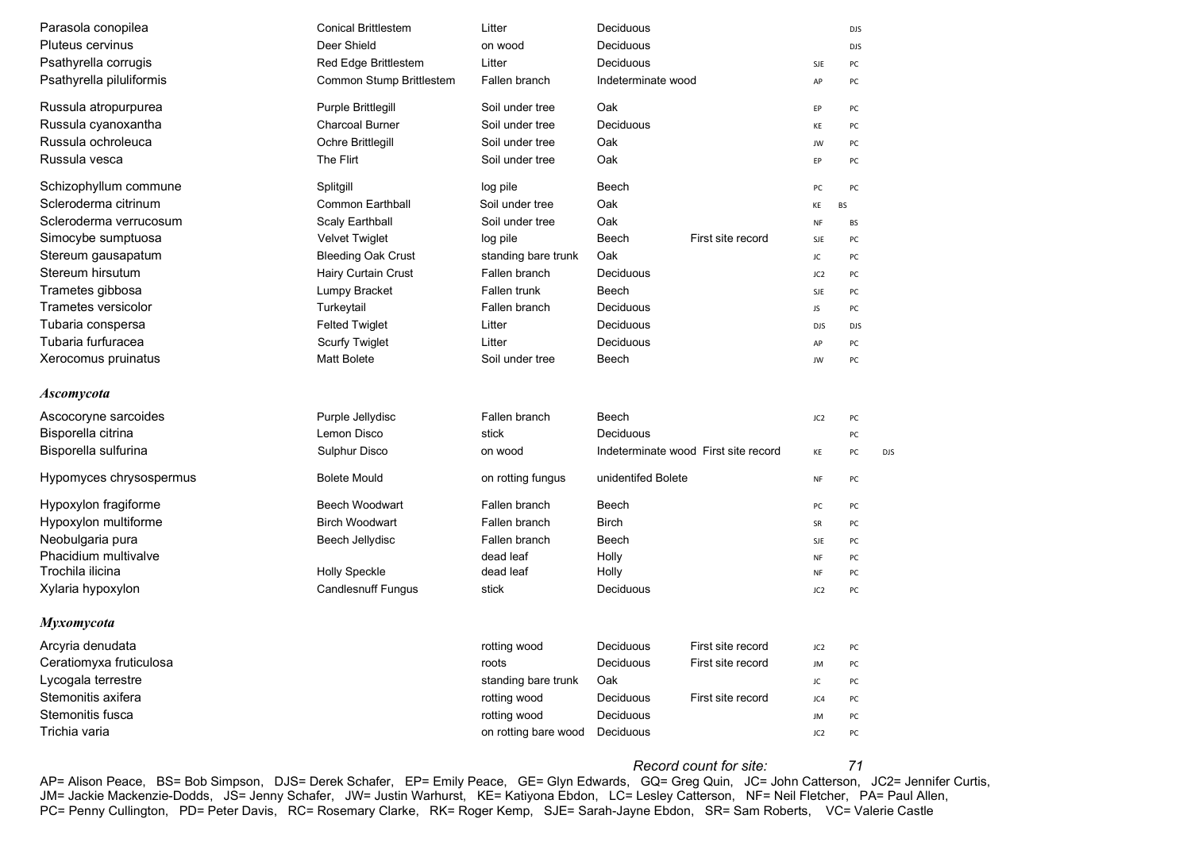| | | | | | | | |
|---|---|---|---|---|---|---|---|
| Parasola conopilea | Conical Brittlestem | Litter | Deciduous | | | DJS | |
| Pluteus cervinus | Deer Shield | on wood | Deciduous | | | DJS | |
| Psathyrella corrugis | Red Edge Brittlestem | Litter | Deciduous | | SJE | PC | |
| Psathyrella piluliformis | Common Stump Brittlestem | Fallen branch | Indeterminate wood | | AP | PC | |
| Russula atropurpurea | Purple Brittlegill | Soil under tree | Oak | | EP | PC | |
| Russula cyanoxantha | Charcoal Burner | Soil under tree | Deciduous | | KE | PC | |
| Russula ochroleuca | Ochre Brittlegill | Soil under tree | Oak | | JW | PC | |
| Russula vesca | The Flirt | Soil under tree | Oak | | EP | PC | |
| Schizophyllum commune | Splitgill | log pile | Beech | | PC | PC | |
| Scleroderma citrinum | Common Earthball | Soil under tree | Oak | | KE | BS | |
| Scleroderma verrucosum | Scaly Earthball | Soil under tree | Oak | | NF | BS | |
| Simocybe sumptuosa | Velvet Twiglet | log pile | Beech | First site record | SJE | PC | |
| Stereum gausapatum | Bleeding Oak Crust | standing bare trunk | Oak | | JC | PC | |
| Stereum hirsutum | Hairy Curtain Crust | Fallen branch | Deciduous | | JC2 | PC | |
| Trametes gibbosa | Lumpy Bracket | Fallen trunk | Beech | | SJE | PC | |
| Trametes versicolor | Turkeytail | Fallen branch | Deciduous | | JS | PC | |
| Tubaria conspersa | Felted Twiglet | Litter | Deciduous | | DJS | DJS | |
| Tubaria furfuracea | Scurfy Twiglet | Litter | Deciduous | | AP | PC | |
| Xerocomus pruinatus | Matt Bolete | Soil under tree | Beech | | JW | PC | |
| ***Ascomycota*** | | | | | | | |
| Ascocoryne sarcoides | Purple Jellydisc | Fallen branch | Beech | | JC2 | PC | |
| Bisporella citrina | Lemon Disco | stick | Deciduous | | | PC | |
| Bisporella sulfurina | Sulphur Disco | on wood | Indeterminate wood | First site record | KE | PC | DJS |
| Hypomyces chrysospermus | Bolete Mould | on rotting fungus | unidentifed Bolete | | NF | PC | |
| Hypoxylon fragiforme | Beech Woodwart | Fallen branch | Beech | | PC | PC | |
| Hypoxylon multiforme | Birch Woodwart | Fallen branch | Birch | | SR | PC | |
| Neobulgaria pura | Beech Jellydisc | Fallen branch | Beech | | SJE | PC | |
| Phacidium multivalve | | dead leaf | Holly | | NF | PC | |
| Trochila ilicina | Holly Speckle | dead leaf | Holly | | NF | PC | |
| Xylaria hypoxylon | Candlesnuff Fungus | stick | Deciduous | | JC2 | PC | |
| ***Myxomycota*** | | | | | | | |
| Arcyria denudata | | rotting wood | Deciduous | First site record | JC2 | PC | |
| Ceratiomyxa fruticulosa | | roots | Deciduous | First site record | JM | PC | |
| Lycogala terrestre | | standing bare trunk | Oak | | JC | PC | |
| Stemonitis axifera | | rotting wood | Deciduous | First site record | JC4 | PC | |
| Stemonitis fusca | | rotting wood | Deciduous | | JM | PC | |
| Trichia varia | | on rotting bare wood | Deciduous | | JC2 | PC | |

*Record count for site:* *71*

AP= Alison Peace, BS= Bob Simpson, DJS= Derek Schafer, EP= Emily Peace, GE= Glyn Edwards, GQ= Greg Quin, JC= John Catterson, JC2= Jennifer Curtis, JM= Jackie Mackenzie-Dodds, JS= Jenny Schafer, JW= Justin Warhurst, KE= Katiyona Ebdon, LC= Lesley Catterson, NF= Neil Fletcher, PA= Paul Allen, PC= Penny Cullington, PD= Peter Davis, RC= Rosemary Clarke, RK= Roger Kemp, SJE= Sarah-Jayne Ebdon, SR= Sam Roberts, VC= Valerie Castle